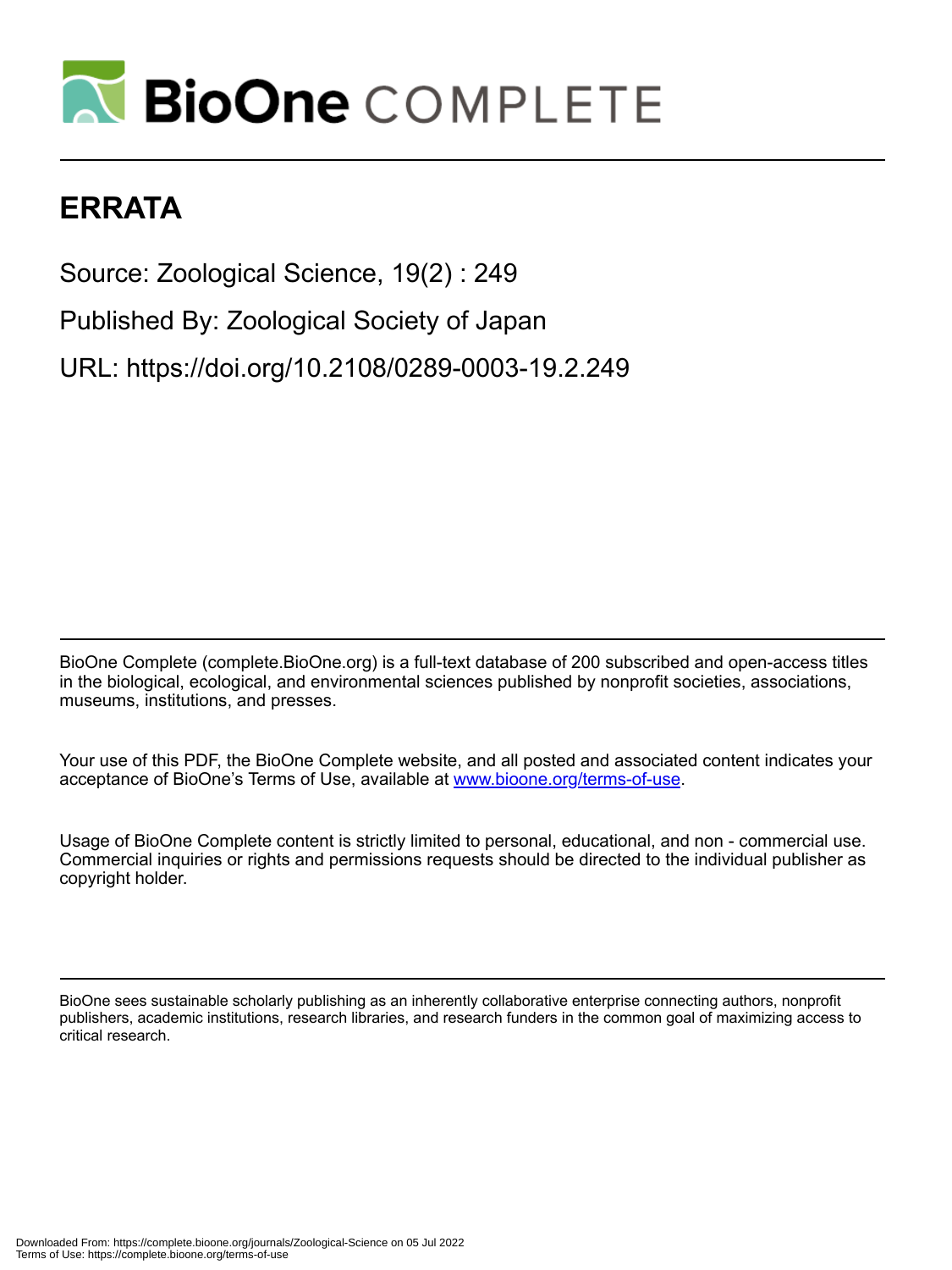# ERRATA

Source: Zoological Science, 19(2) : 249

Published By: Zoological Society of Japan

URL: https://doi.org/10.2108/0289-0003-19.2.249

BioOne Complete (complete.BioOne.org) is a full-text database of 200 subscribed and open-access titles in the biological, ecological, and environmental sciences published by nonprofit societies, associations, museums, institutions, and presses.

Your use of this PDF, the BioOne Complete website, and all posted and associated content indicates your acceptance of BioOne's Terms of Use, available at www.bioone.org/terms-of-use.

Usage of BioOne Complete content is strictly limited to personal, educational, and non - commercial use. Commercial inquiries or rights and permissions requests should be directed to the individual publisher as copyright holder.

BioOne sees sustainable scholarly publishing as an inherently collaborative enterprise connecting authors, nonprofit publishers, academic institutions, research libraries, and research funders in the common goal of maximizing access to critical research.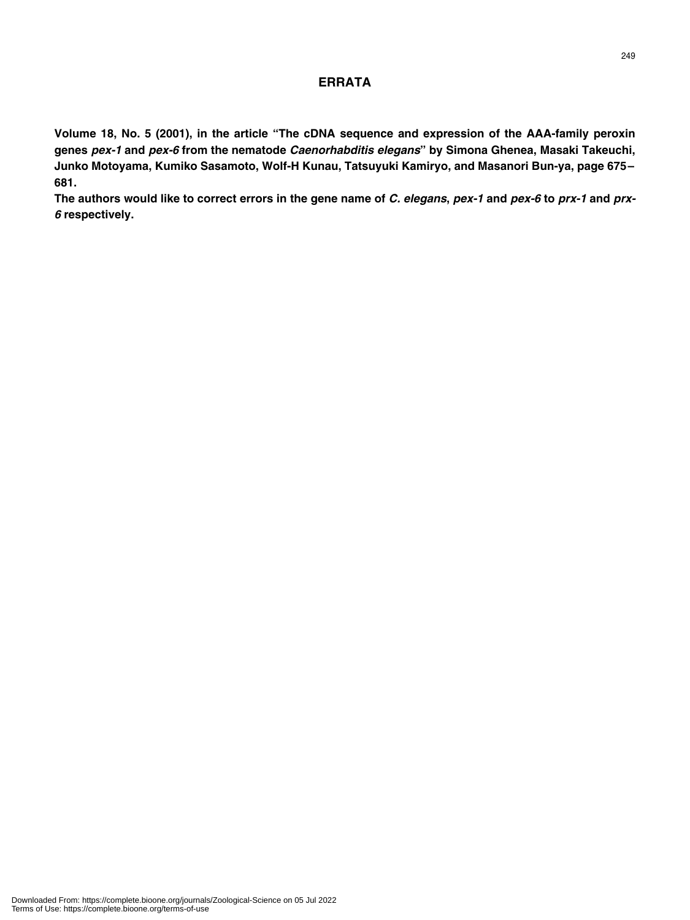# ERRATA

**Volume 18, No. 5 (2001), in the article "The cDNA sequence and expression of the AAA-family peroxin genes *pex-1* and *pex-6* from the nematode *Caenorhabditis elegans*" by Simona Ghenea, Masaki Takeuchi, Junko Motoyama, Kumiko Sasamoto, Wolf-H Kunau, Tatsuyuki Kamiryo, and Masanori Bun-ya, page 675–681.**

**The authors would like to correct errors in the gene name of *C. elegans*, *pex-1* and *pex-6* to *prx-1* and *prx-6* respectively.**

Downloaded From: https://complete.bioone.org/journals/Zoological-Science on 05 Jul 2022
Terms of Use: https://complete.bioone.org/terms-of-use